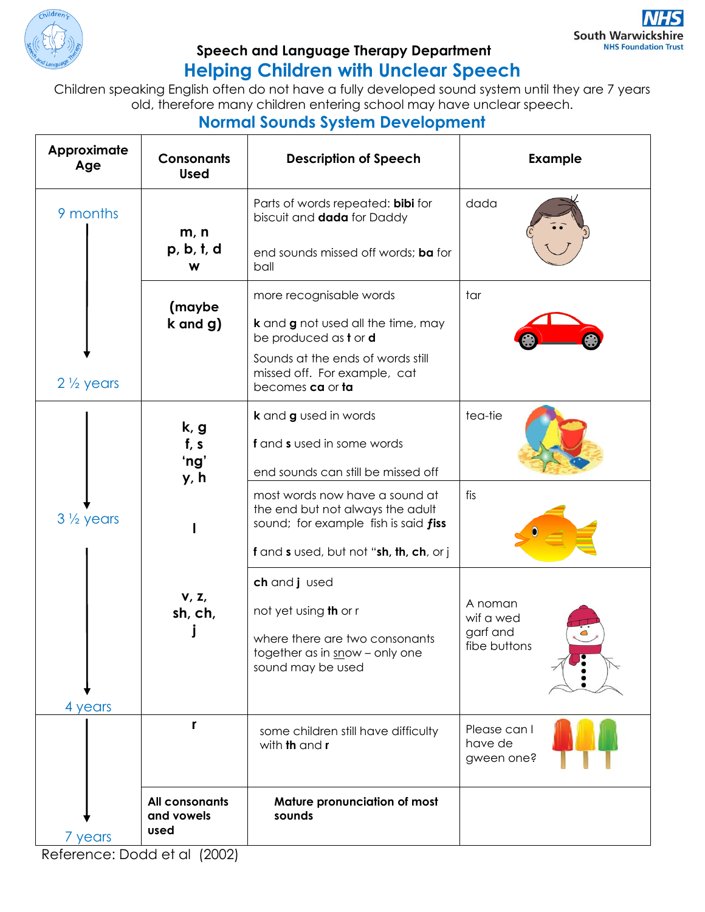Speech and Language Therapy Department

# Helping Children with Unclear Speech

Children speaking English often do not have a fully developed sound system until they are 7 years old, therefore many children entering school may have unclear speech.

## Normal Sounds System Development

| Approximate Age | Consonants Used | Description of Speech | Example |
|---|---|---|---|
| 9 months | m, n<br>p, b, t, d<br>w | Parts of words repeated: **bibi** for biscuit and **dada** for Daddy<br><br>end sounds missed off words; **ba** for ball | dada |
| ↓<br>2 ½ years | (maybe k and g) | more recognisable words<br><br>**k** and **g** not used all the time, may be produced as **t** or **d**<br><br>Sounds at the ends of words still missed off. For example, cat becomes **ca** or **ta** | tar |
| ↓ | k, g<br>f, s<br>'ng'<br>y, h | **k** and **g** used in words<br><br>**f** and **s** used in some words<br><br>end sounds can still be missed off | tea-tie |
| 3 ½ years | l | most words now have a sound at the end but not always the adult sound; for example fish is said ***fiss***<br><br>**f** and **s** used, but not "**sh, th, ch**, or j | fis |
| ↓<br>4 years | v, z,<br>sh, ch,<br>j | **ch** and **j** used<br><br>not yet using **th** or r<br><br>where there are two consonants together as in <u>sn</u>ow – only one sound may be used | A noman wif a wed garf and fibe buttons |
| ↓ | r | some children still have difficulty with **th** and **r** | Please can I have de gween one? |
| 7 years | **All consonants and vowels used** | **Mature pronunciation of most sounds** | |

Reference: Dodd et al (2002)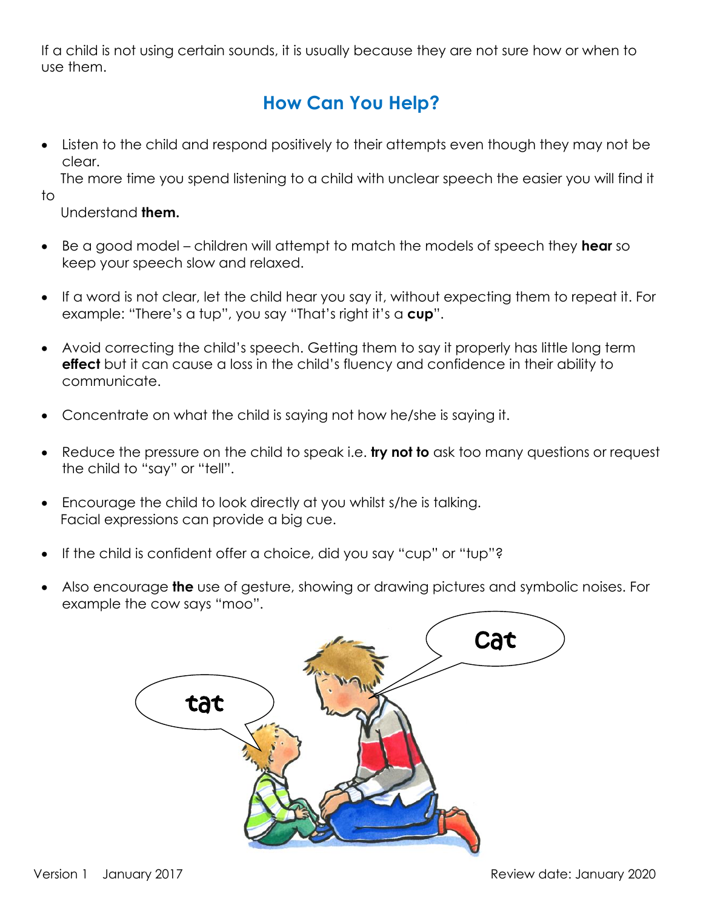If a child is not using certain sounds, it is usually because they are not sure how or when to use them.

## How Can You Help?

- Listen to the child and respond positively to their attempts even though they may not be clear.

  The more time you spend listening to a child with unclear speech the easier you will find it to Understand **them.**

- Be a good model – children will attempt to match the models of speech they **hear** so keep your speech slow and relaxed.

- If a word is not clear, let the child hear you say it, without expecting them to repeat it. For example: "There's a tup", you say "That's right it's a **cup**".

- Avoid correcting the child's speech. Getting them to say it properly has little long term **effect** but it can cause a loss in the child's fluency and confidence in their ability to communicate.

- Concentrate on what the child is saying not how he/she is saying it.

- Reduce the pressure on the child to speak i.e. **try not to** ask too many questions or request the child to "say" or "tell".

- Encourage the child to look directly at you whilst s/he is talking.

  Facial expressions can provide a big cue.

- If the child is confident offer a choice, did you say "cup" or "tup"?

- Also encourage **the** use of gesture, showing or drawing pictures and symbolic noises. For example the cow says "moo".

Version 1 January 2017 Review date: January 2020